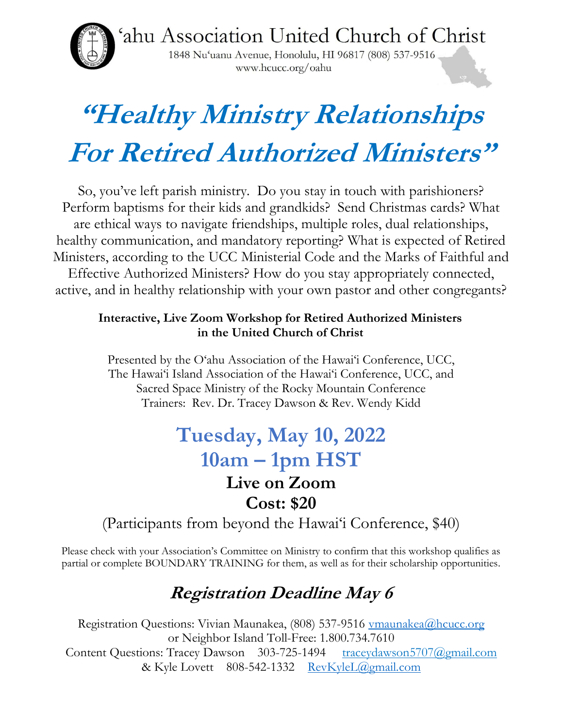# ʻahu Association United Church of Christ

1848 Nuʻuanu Avenue, Honolulu, HI 96817 (808) 537-9516
www.hcucc.org/oahu

# *"Healthy Ministry Relationships For Retired Authorized Ministers"*

So, you've left parish ministry. Do you stay in touch with parishioners? Perform baptisms for their kids and grandkids? Send Christmas cards? What are ethical ways to navigate friendships, multiple roles, dual relationships, healthy communication, and mandatory reporting? What is expected of Retired Ministers, according to the UCC Ministerial Code and the Marks of Faithful and Effective Authorized Ministers? How do you stay appropriately connected, active, and in healthy relationship with your own pastor and other congregants?

**Interactive, Live Zoom Workshop for Retired Authorized Ministers in the United Church of Christ**

Presented by the Oʻahu Association of the Hawaiʻi Conference, UCC,
The Hawaiʻi Island Association of the Hawaiʻi Conference, UCC, and
Sacred Space Ministry of the Rocky Mountain Conference
Trainers: Rev. Dr. Tracey Dawson & Rev. Wendy Kidd

## Tuesday, May 10, 2022
## 10am – 1pm HST

**Live on Zoom**

**Cost: $20**

(Participants from beyond the Hawaiʻi Conference, $40)

Please check with your Association's Committee on Ministry to confirm that this workshop qualifies as partial or complete BOUNDARY TRAINING for them, as well as for their scholarship opportunities.

## *Registration Deadline May 6*

Registration Questions: Vivian Maunakea, (808) 537-9516 vmaunakea@hcucc.org
or Neighbor Island Toll-Free: 1.800.734.7610
Content Questions: Tracey Dawson 303-725-1494 traceydawson5707@gmail.com
& Kyle Lovett 808-542-1332 RevKyleL@gmail.com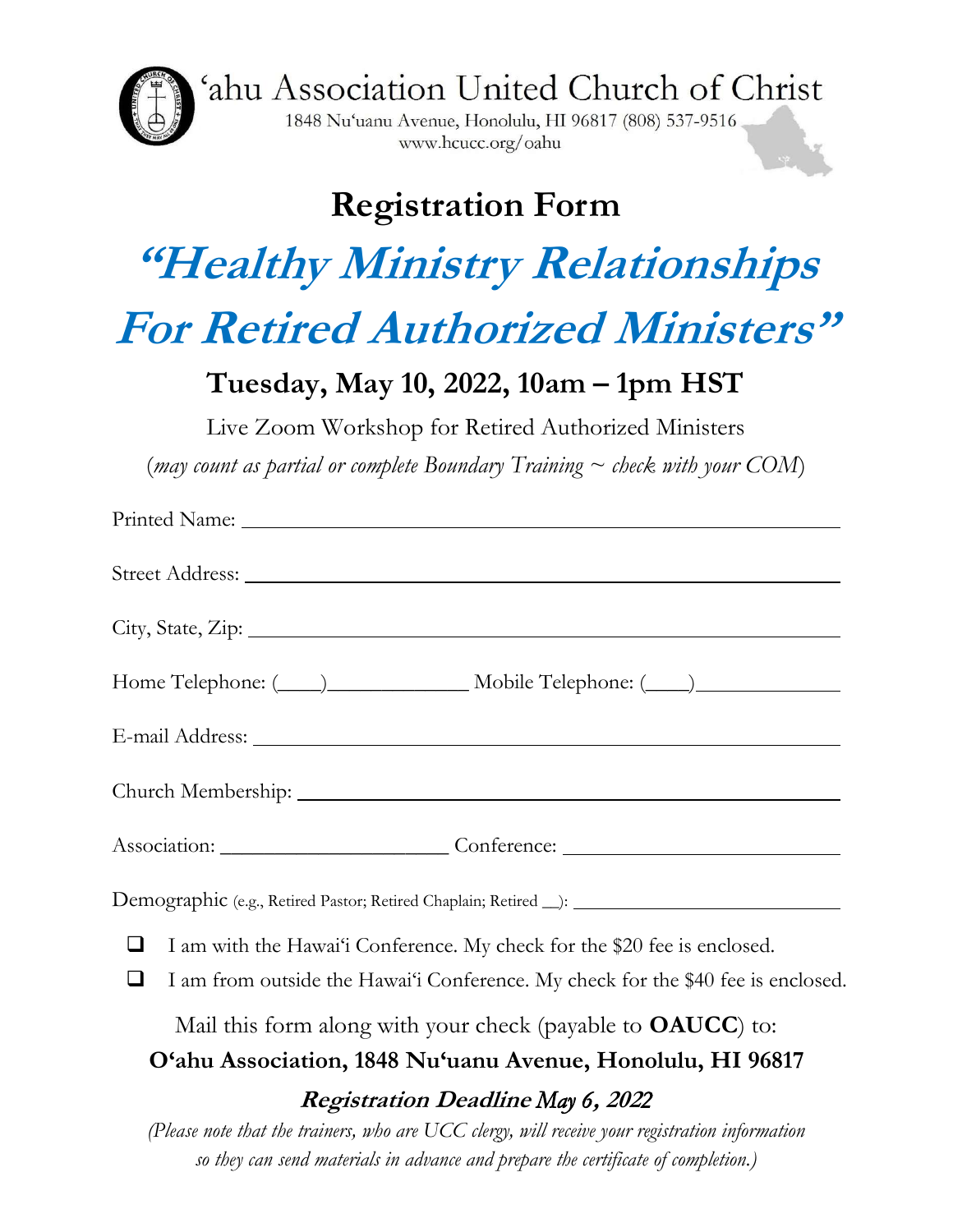ʻahu Association United Church of Christ

1848 Nuʻuanu Avenue, Honolulu, HI 96817 (808) 537-9516

www.hcucc.org/oahu

# Registration Form

# *"Healthy Ministry Relationships For Retired Authorized Ministers"*

## Tuesday, May 10, 2022, 10am – 1pm HST

Live Zoom Workshop for Retired Authorized Ministers

(*may count as partial or complete Boundary Training ~ check with your COM*)

Printed Name: ______________________________________________

Street Address: ______________________________________________

City, State, Zip: ______________________________________________

Home Telephone: (____)____________ Mobile Telephone: (____)____________

E-mail Address: ______________________________________________

Church Membership: ______________________________________________

Association: ____________________ Conference: ______________________

Demographic (e.g., Retired Pastor; Retired Chaplain; Retired __): ______________________

- ❑ I am with the Hawaiʻi Conference. My check for the $20 fee is enclosed.
- ❑ I am from outside the Hawaiʻi Conference. My check for the $40 fee is enclosed.

Mail this form along with your check (payable to **OAUCC**) to:

**Oʻahu Association, 1848 Nuʻuanu Avenue, Honolulu, HI 96817**

***Registration Deadline May 6, 2022***

*(Please note that the trainers, who are UCC clergy, will receive your registration information so they can send materials in advance and prepare the certificate of completion.)*